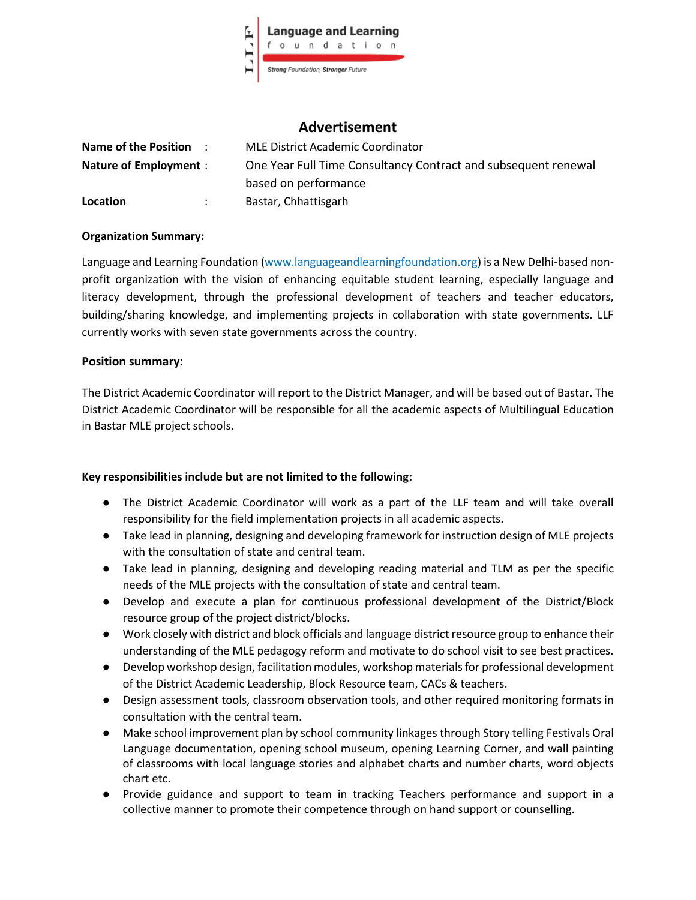Language and Learning foundation

*Strong Foundation, Stronger Future*

## Advertisement

**Name of the Position** : MLE District Academic Coordinator

**Nature of Employment** : One Year Full Time Consultancy Contract and subsequent renewal based on performance

**Location** : Bastar, Chhattisgarh

**Organization Summary:**

Language and Learning Foundation (www.languageandlearningfoundation.org) is a New Delhi-based non-profit organization with the vision of enhancing equitable student learning, especially language and literacy development, through the professional development of teachers and teacher educators, building/sharing knowledge, and implementing projects in collaboration with state governments. LLF currently works with seven state governments across the country.

**Position summary:**

The District Academic Coordinator will report to the District Manager, and will be based out of Bastar. The District Academic Coordinator will be responsible for all the academic aspects of Multilingual Education in Bastar MLE project schools.

**Key responsibilities include but are not limited to the following:**

- The District Academic Coordinator will work as a part of the LLF team and will take overall responsibility for the field implementation projects in all academic aspects.
- Take lead in planning, designing and developing framework for instruction design of MLE projects with the consultation of state and central team.
- Take lead in planning, designing and developing reading material and TLM as per the specific needs of the MLE projects with the consultation of state and central team.
- Develop and execute a plan for continuous professional development of the District/Block resource group of the project district/blocks.
- Work closely with district and block officials and language district resource group to enhance their understanding of the MLE pedagogy reform and motivate to do school visit to see best practices.
- Develop workshop design, facilitation modules, workshop materials for professional development of the District Academic Leadership, Block Resource team, CACs & teachers.
- Design assessment tools, classroom observation tools, and other required monitoring formats in consultation with the central team.
- Make school improvement plan by school community linkages through Story telling Festivals Oral Language documentation, opening school museum, opening Learning Corner, and wall painting of classrooms with local language stories and alphabet charts and number charts, word objects chart etc.
- Provide guidance and support to team in tracking Teachers performance and support in a collective manner to promote their competence through on hand support or counselling.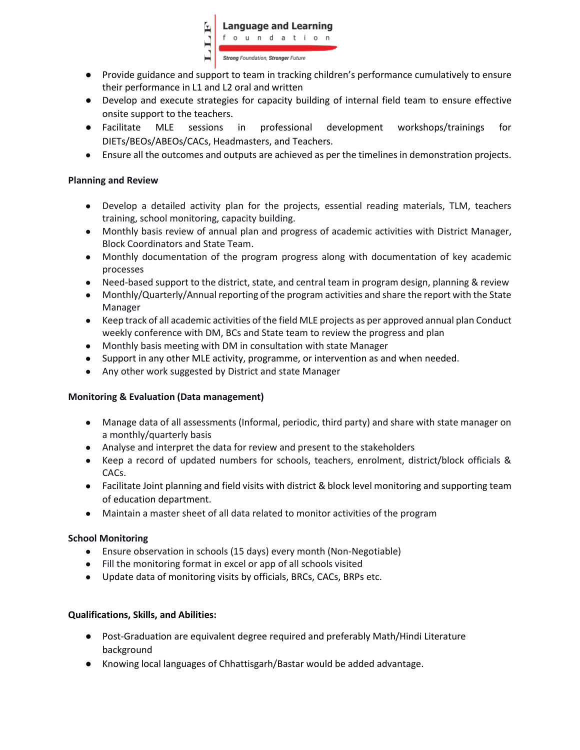- Provide guidance and support to team in tracking children's performance cumulatively to ensure their performance in L1 and L2 oral and written
- Develop and execute strategies for capacity building of internal field team to ensure effective onsite support to the teachers.
- Facilitate MLE sessions in professional development workshops/trainings for DIETs/BEOs/ABEOs/CACs, Headmasters, and Teachers.
- Ensure all the outcomes and outputs are achieved as per the timelines in demonstration projects.

**Planning and Review**

- Develop a detailed activity plan for the projects, essential reading materials, TLM, teachers training, school monitoring, capacity building.
- Monthly basis review of annual plan and progress of academic activities with District Manager, Block Coordinators and State Team.
- Monthly documentation of the program progress along with documentation of key academic processes
- Need-based support to the district, state, and central team in program design, planning & review
- Monthly/Quarterly/Annual reporting of the program activities and share the report with the State Manager
- Keep track of all academic activities of the field MLE projects as per approved annual plan Conduct weekly conference with DM, BCs and State team to review the progress and plan
- Monthly basis meeting with DM in consultation with state Manager
- Support in any other MLE activity, programme, or intervention as and when needed.
- Any other work suggested by District and state Manager

**Monitoring & Evaluation (Data management)**

- Manage data of all assessments (Informal, periodic, third party) and share with state manager on a monthly/quarterly basis
- Analyse and interpret the data for review and present to the stakeholders
- Keep a record of updated numbers for schools, teachers, enrolment, district/block officials & CACs.
- Facilitate Joint planning and field visits with district & block level monitoring and supporting team of education department.
- Maintain a master sheet of all data related to monitor activities of the program

**School Monitoring**

- Ensure observation in schools (15 days) every month (Non-Negotiable)
- Fill the monitoring format in excel or app of all schools visited
- Update data of monitoring visits by officials, BRCs, CACs, BRPs etc.

**Qualifications, Skills, and Abilities:**

- Post-Graduation are equivalent degree required and preferably Math/Hindi Literature background
- Knowing local languages of Chhattisgarh/Bastar would be added advantage.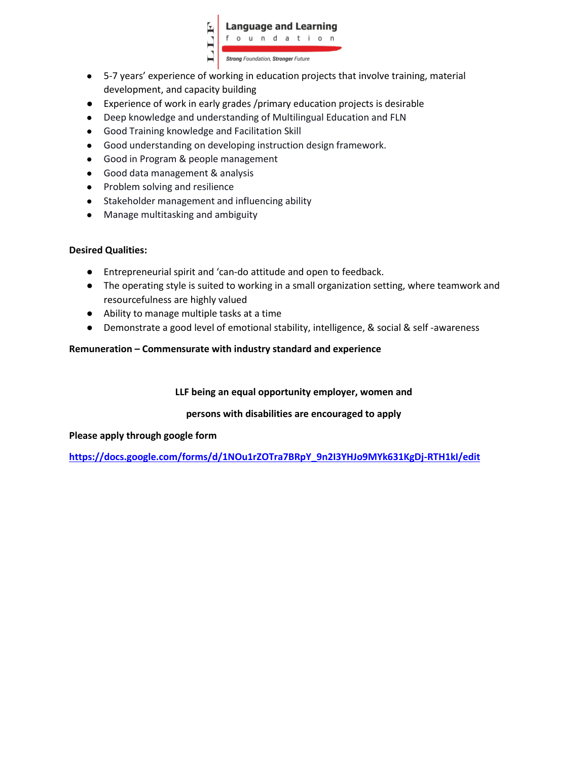- 5-7 years' experience of working in education projects that involve training, material development, and capacity building
- Experience of work in early grades /primary education projects is desirable
- Deep knowledge and understanding of Multilingual Education and FLN
- Good Training knowledge and Facilitation Skill
- Good understanding on developing instruction design framework.
- Good in Program & people management
- Good data management & analysis
- Problem solving and resilience
- Stakeholder management and influencing ability
- Manage multitasking and ambiguity

**Desired Qualities:**

- Entrepreneurial spirit and 'can-do attitude and open to feedback.
- The operating style is suited to working in a small organization setting, where teamwork and resourcefulness are highly valued
- Ability to manage multiple tasks at a time
- Demonstrate a good level of emotional stability, intelligence, & social & self -awareness

**Remuneration – Commensurate with industry standard and experience**

**LLF being an equal opportunity employer, women and**

**persons with disabilities are encouraged to apply**

**Please apply through google form**

**https://docs.google.com/forms/d/1NOu1rZOTra7BRpY_9n2I3YHJo9MYk631KgDj-RTH1kI/edit**